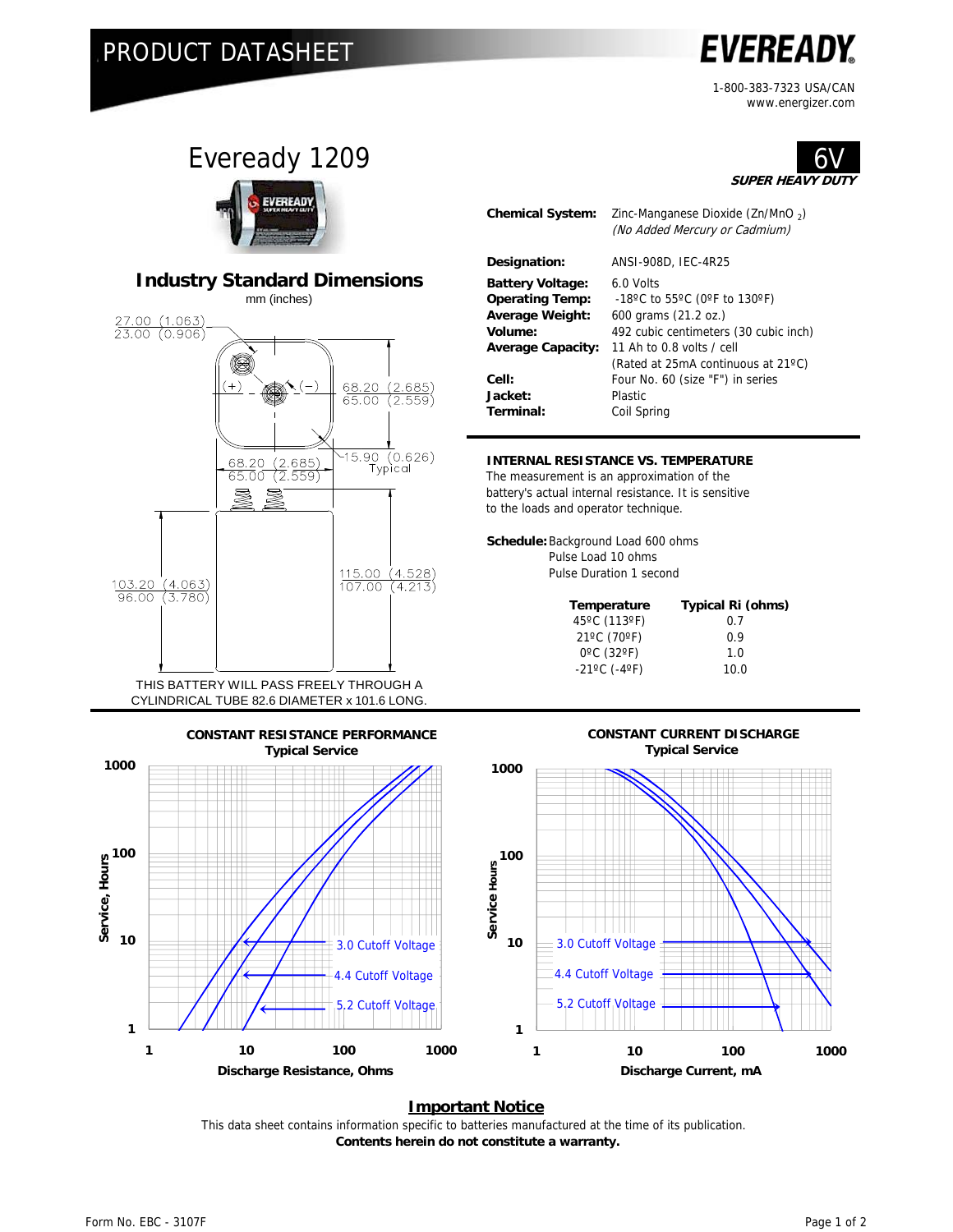# PRODUCT DATASHEET

**EVEREADY**

1-800-383-7323 USA/CAN
www.energizer.com

## Eveready 1209

**6V**
***SUPER HEAVY DUTY***

### Industry Standard Dimensions

mm (inches)

27.00 (1.063)
23.00 (0.906)

(+) (−)

68.20 (2.685)
65.00 (2.559)

68.20 (2.685)
65.00 (2.559)

15.90 (0.626)
Typical

103.20 (4.063)
96.00 (3.780)

115.00 (4.528)
107.00 (4.213)

THIS BATTERY WILL PASS FREELY THROUGH A CYLINDRICAL TUBE 82.6 DIAMETER x 101.6 LONG.

| | |
|---|---|
| **Chemical System:** | Zinc-Manganese Dioxide (Zn/$MnO_2$) *(No Added Mercury or Cadmium)* |
| **Designation:** | ANSI-908D, IEC-4R25 |
| **Battery Voltage:** | 6.0 Volts |
| **Operating Temp:** | -18ºC to 55ºC (0ºF to 130ºF) |
| **Average Weight:** | 600 grams (21.2 oz.) |
| **Volume:** | 492 cubic centimeters (30 cubic inch) |
| **Average Capacity:** | 11 Ah to 0.8 volts / cell (Rated at 25mA continuous at 21ºC) |
| **Cell:** | Four No. 60 (size "F") in series |
| **Jacket:** | Plastic |
| **Terminal:** | Coil Spring |

### INTERNAL RESISTANCE VS. TEMPERATURE

The measurement is an approximation of the battery's actual internal resistance. It is sensitive to the loads and operator technique.

**Schedule:** Background Load 600 ohms
Pulse Load 10 ohms
Pulse Duration 1 second

| Temperature | Typical Ri (ohms) |
|---|---|
| 45ºC (113ºF) | 0.7 |
| 21ºC (70ºF) | 0.9 |
| 0ºC (32ºF) | 1.0 |
| -21ºC (-4ºF) | 10.0 |

### CONSTANT RESISTANCE PERFORMANCE
**Typical Service**

Service, Hours (1, 10, 100, 1000) vs. Discharge Resistance, Ohms (1, 10, 100, 1000)

3.0 Cutoff Voltage
4.4 Cutoff Voltage
5.2 Cutoff Voltage

### CONSTANT CURRENT DISCHARGE
**Typical Service**

Service Hours (1, 10, 100, 1000) vs. Discharge Current, mA (1, 10, 100, 1000)

3.0 Cutoff Voltage
4.4 Cutoff Voltage
5.2 Cutoff Voltage

### Important Notice

This data sheet contains information specific to batteries manufactured at the time of its publication.
**Contents herein do not constitute a warranty.**

Form No. EBC - 3107F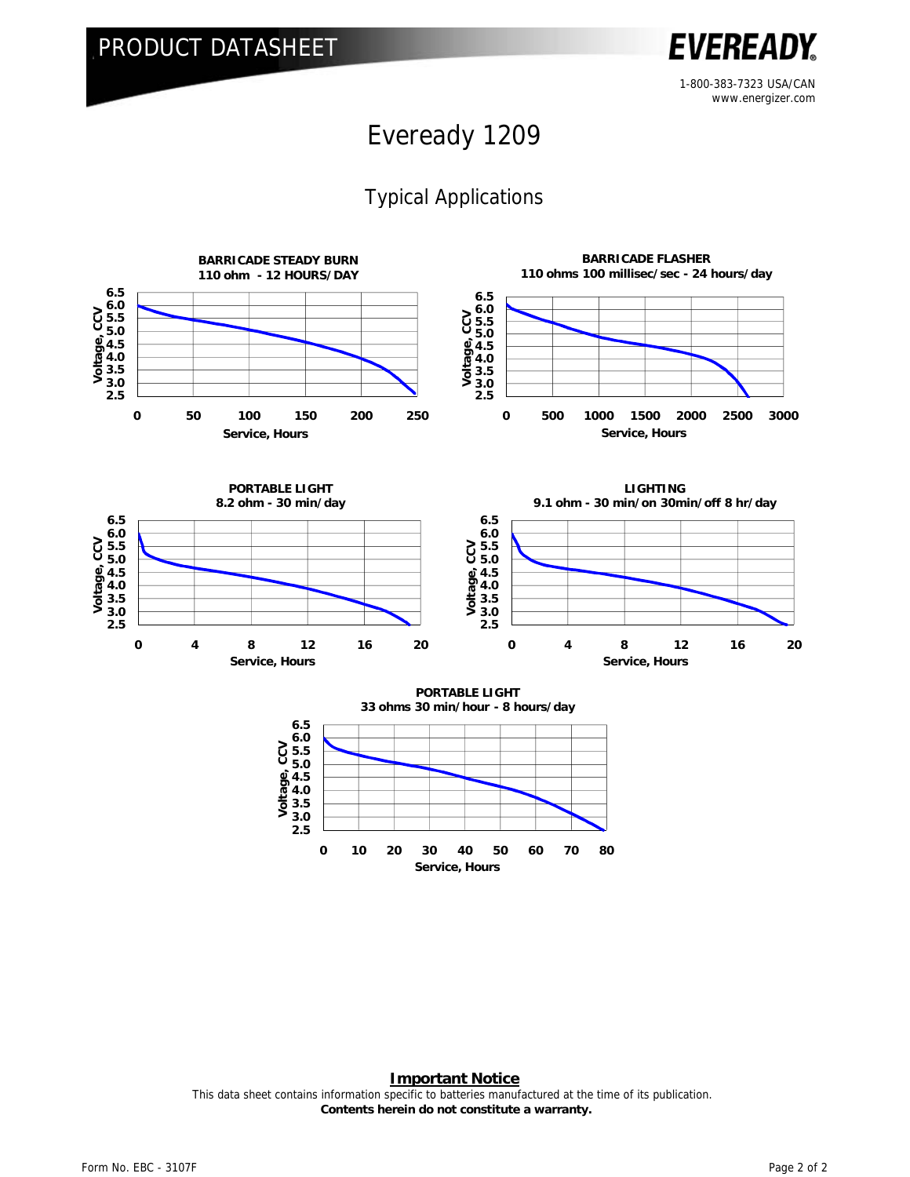# Eveready 1209

## Typical Applications

**BARRICADE STEADY BURN**
**110 ohm - 12 HOURS/DAY**

Voltage, CCV: 6.5, 6.0, 5.5, 5.0, 4.5, 4.0, 3.5, 3.0, 2.5

Service, Hours: 0, 50, 100, 150, 200, 250

**BARRICADE FLASHER**
**110 ohms 100 millisec/sec - 24 hours/day**

Voltage, CCV: 6.5, 6.0, 5.5, 5.0, 4.5, 4.0, 3.5, 3.0, 2.5

Service, Hours: 0, 500, 1000, 1500, 2000, 2500, 3000

**PORTABLE LIGHT**
**8.2 ohm - 30 min/day**

Voltage, CCV: 6.5, 6.0, 5.5, 5.0, 4.5, 4.0, 3.5, 3.0, 2.5

Service, Hours: 0, 4, 8, 12, 16, 20

**LIGHTING**
**9.1 ohm - 30 min/on 30min/off 8 hr/day**

Voltage, CCV: 6.5, 6.0, 5.5, 5.0, 4.5, 4.0, 3.5, 3.0, 2.5

Service, Hours: 0, 4, 8, 12, 16, 20

**PORTABLE LIGHT**
**33 ohms 30 min/hour - 8 hours/day**

Voltage, CCV: 6.5, 6.0, 5.5, 5.0, 4.5, 4.0, 3.5, 3.0, 2.5

Service, Hours: 0, 10, 20, 30, 40, 50, 60, 70, 80

**Important Notice**

This data sheet contains information specific to batteries manufactured at the time of its publication.

**Contents herein do not constitute a warranty.**

Form No. EBC - 3107F